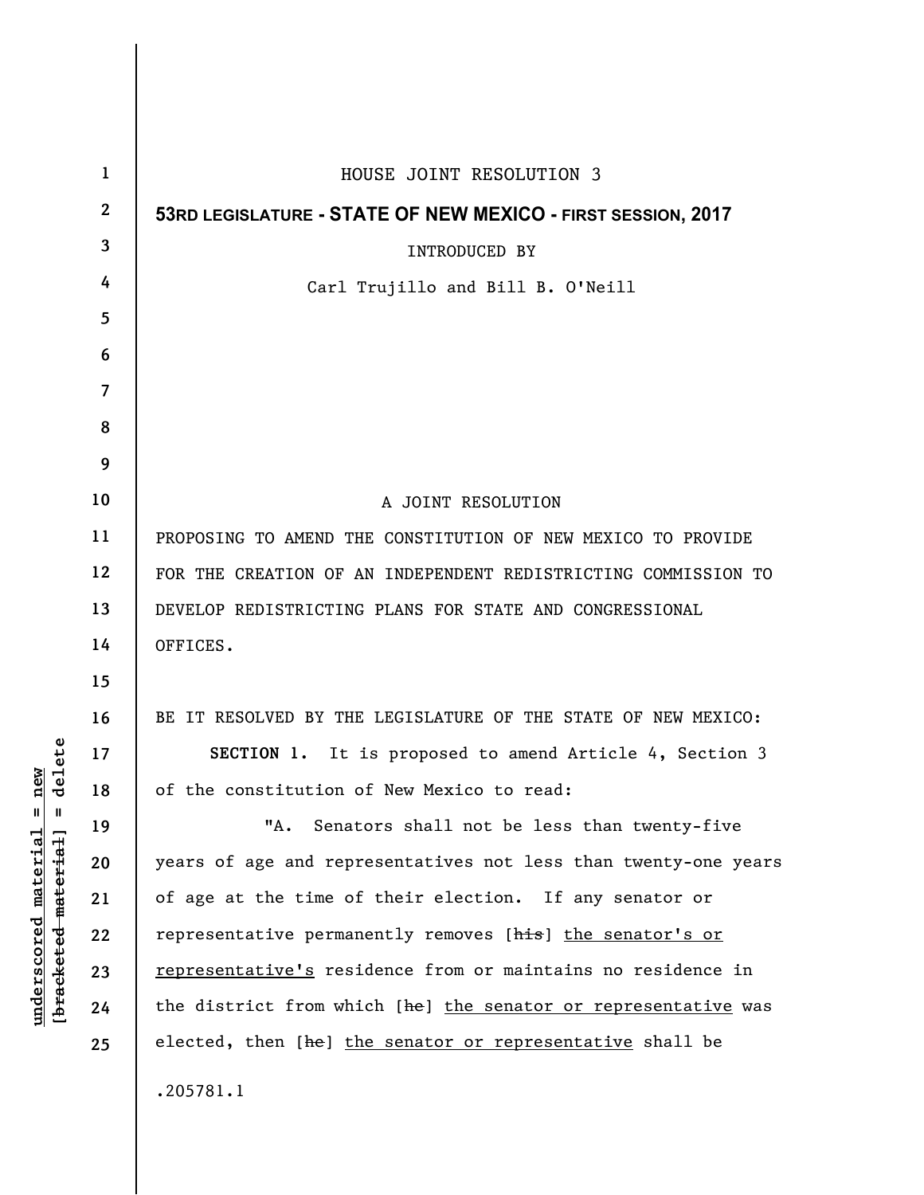HOUSE JOINT RESOLUTION 3

**53RD LEGISLATURE - STATE OF NEW MEXICO - FIRST SESSION, 2017**

INTRODUCED BY

Carl Trujillo and Bill B. O'Neill

A JOINT RESOLUTION

PROPOSING TO AMEND THE CONSTITUTION OF NEW MEXICO TO PROVIDE FOR THE CREATION OF AN INDEPENDENT REDISTRICTING COMMISSION TO DEVELOP REDISTRICTING PLANS FOR STATE AND CONGRESSIONAL OFFICES.

BE IT RESOLVED BY THE LEGISLATURE OF THE STATE OF NEW MEXICO:

**SECTION 1.** It is proposed to amend Article 4, Section 3 of the constitution of New Mexico to read:

"A. Senators shall not be less than twenty-five years of age and representatives not less than twenty-one years of age at the time of their election. If any senator or representative permanently removes [~~his~~] <u>the senator's or representative's</u> residence from or maintains no residence in the district from which [~~he~~] <u>the senator or representative</u> was elected, then [~~he~~] <u>the senator or representative</u> shall be

.205781.1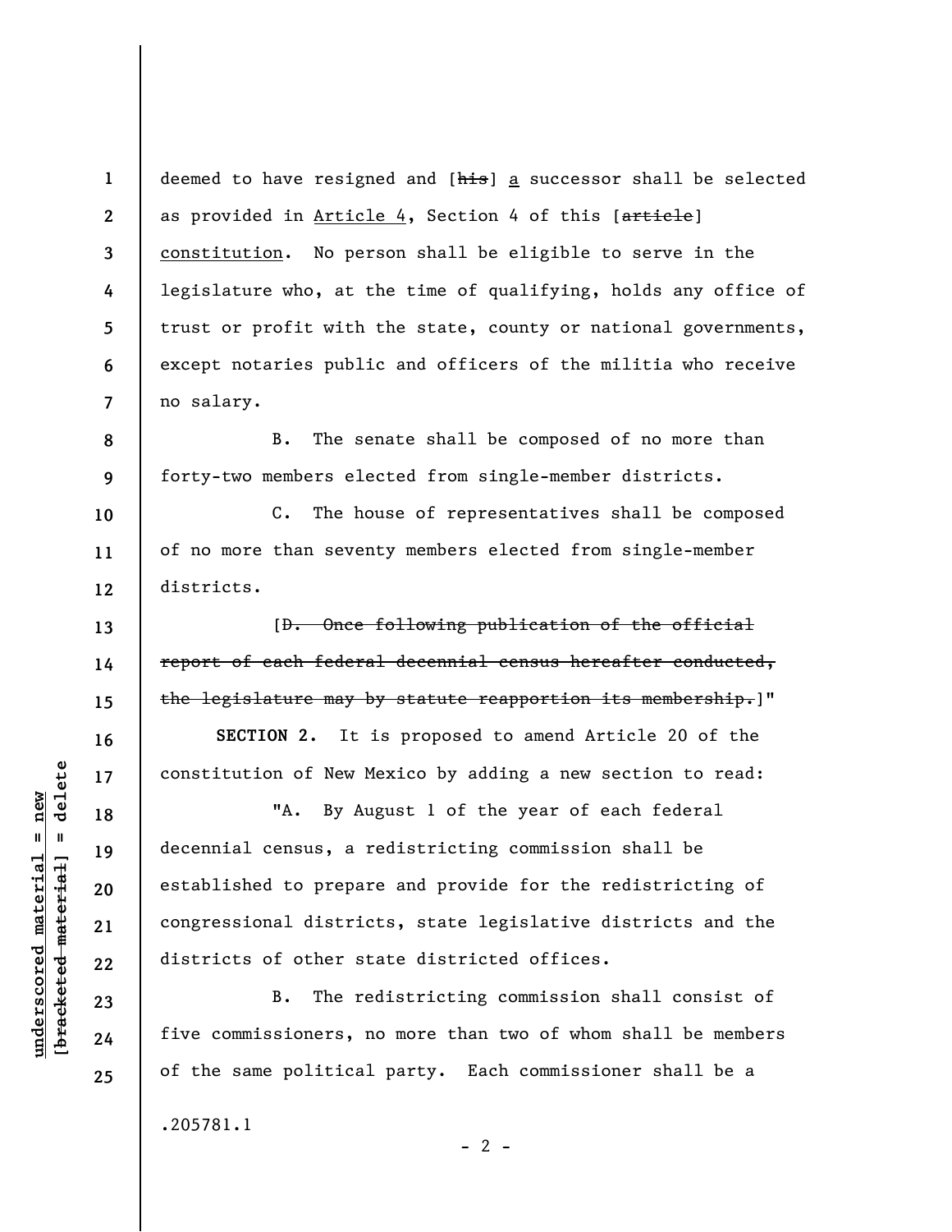deemed to have resigned and [~~his~~] a successor shall be selected as provided in Article 4, Section 4 of this [~~article~~] constitution. No person shall be eligible to serve in the legislature who, at the time of qualifying, holds any office of trust or profit with the state, county or national governments, except notaries public and officers of the militia who receive no salary.

B. The senate shall be composed of no more than forty-two members elected from single-member districts.

C. The house of representatives shall be composed of no more than seventy members elected from single-member districts.

[~~D. Once following publication of the official report of each federal decennial census hereafter conducted, the legislature may by statute reapportion its membership.~~]"

**SECTION 2.** It is proposed to amend Article 20 of the constitution of New Mexico by adding a new section to read:

"A. By August 1 of the year of each federal decennial census, a redistricting commission shall be established to prepare and provide for the redistricting of congressional districts, state legislative districts and the districts of other state districted offices.

B. The redistricting commission shall consist of five commissioners, no more than two of whom shall be members of the same political party. Each commissioner shall be a

.205781.1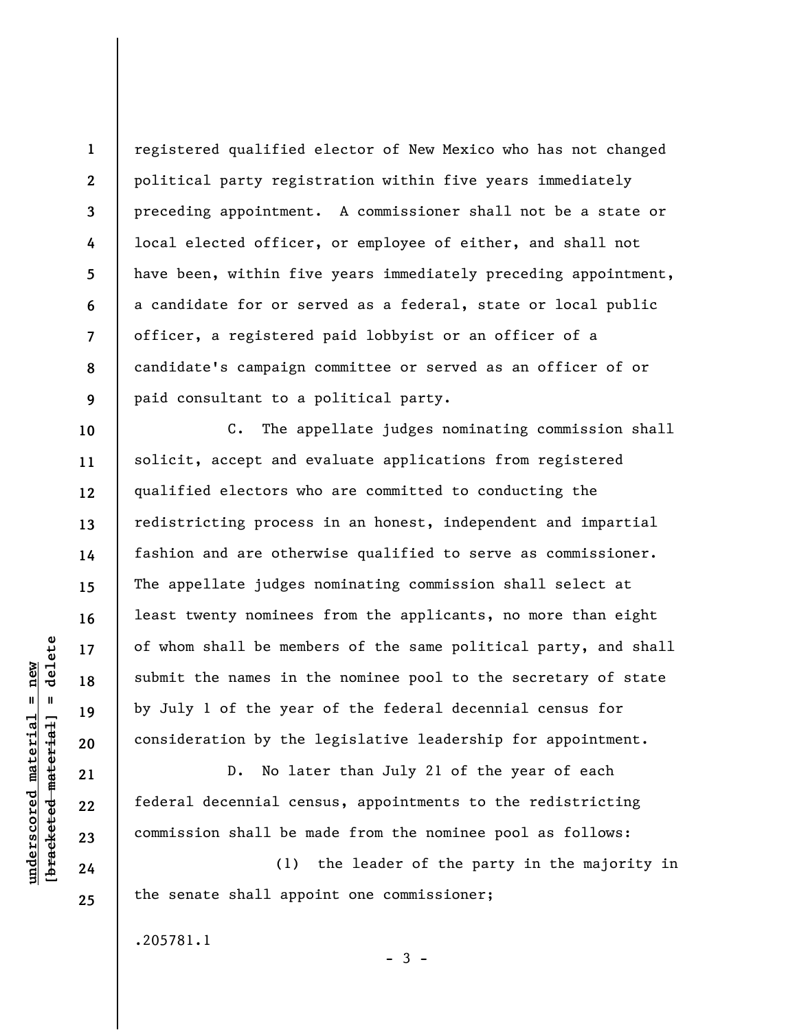registered qualified elector of New Mexico who has not changed political party registration within five years immediately preceding appointment. A commissioner shall not be a state or local elected officer, or employee of either, and shall not have been, within five years immediately preceding appointment, a candidate for or served as a federal, state or local public officer, a registered paid lobbyist or an officer of a candidate's campaign committee or served as an officer of or paid consultant to a political party.

C. The appellate judges nominating commission shall solicit, accept and evaluate applications from registered qualified electors who are committed to conducting the redistricting process in an honest, independent and impartial fashion and are otherwise qualified to serve as commissioner. The appellate judges nominating commission shall select at least twenty nominees from the applicants, no more than eight of whom shall be members of the same political party, and shall submit the names in the nominee pool to the secretary of state by July 1 of the year of the federal decennial census for consideration by the legislative leadership for appointment.

D. No later than July 21 of the year of each federal decennial census, appointments to the redistricting commission shall be made from the nominee pool as follows:

(1) the leader of the party in the majority in the senate shall appoint one commissioner;

.205781.1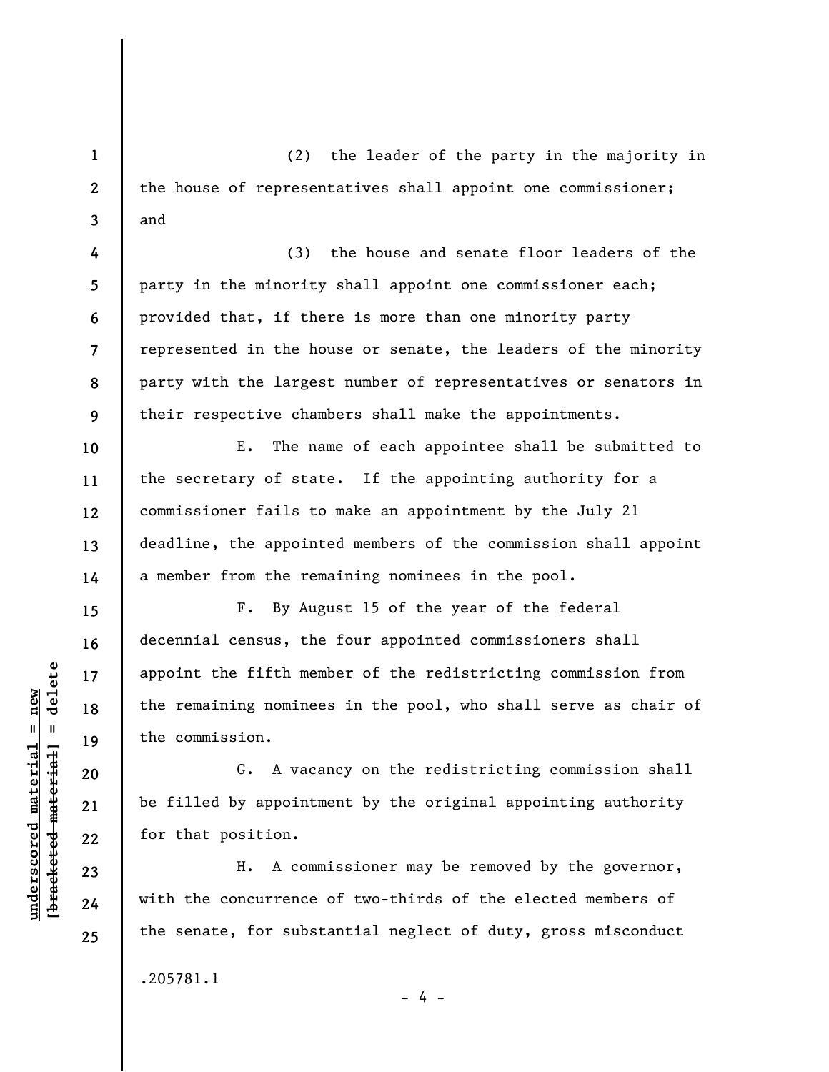(2) the leader of the party in the majority in the house of representatives shall appoint one commissioner; and

(3) the house and senate floor leaders of the party in the minority shall appoint one commissioner each; provided that, if there is more than one minority party represented in the house or senate, the leaders of the minority party with the largest number of representatives or senators in their respective chambers shall make the appointments.

E. The name of each appointee shall be submitted to the secretary of state. If the appointing authority for a commissioner fails to make an appointment by the July 21 deadline, the appointed members of the commission shall appoint a member from the remaining nominees in the pool.

F. By August 15 of the year of the federal decennial census, the four appointed commissioners shall appoint the fifth member of the redistricting commission from the remaining nominees in the pool, who shall serve as chair of the commission.

G. A vacancy on the redistricting commission shall be filled by appointment by the original appointing authority for that position.

H. A commissioner may be removed by the governor, with the concurrence of two-thirds of the elected members of the senate, for substantial neglect of duty, gross misconduct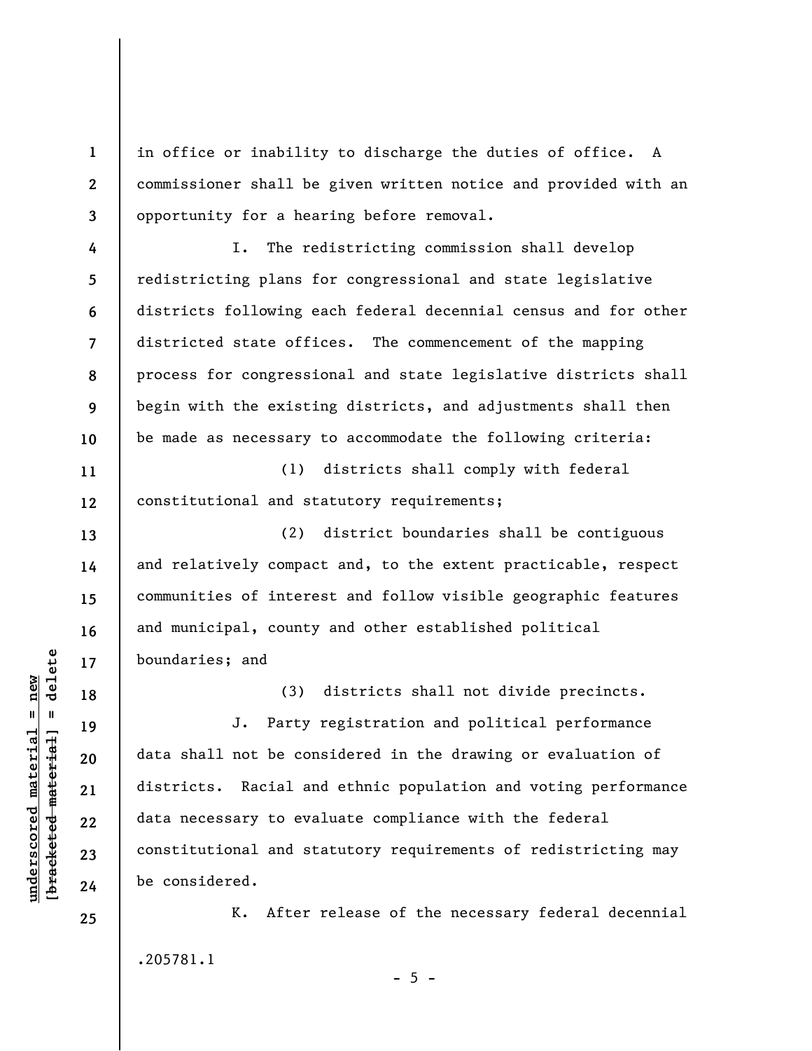in office or inability to discharge the duties of office. A commissioner shall be given written notice and provided with an opportunity for a hearing before removal.

I. The redistricting commission shall develop redistricting plans for congressional and state legislative districts following each federal decennial census and for other districted state offices. The commencement of the mapping process for congressional and state legislative districts shall begin with the existing districts, and adjustments shall then be made as necessary to accommodate the following criteria:

(1) districts shall comply with federal constitutional and statutory requirements;

(2) district boundaries shall be contiguous and relatively compact and, to the extent practicable, respect communities of interest and follow visible geographic features and municipal, county and other established political boundaries; and

(3) districts shall not divide precincts.

J. Party registration and political performance data shall not be considered in the drawing or evaluation of districts. Racial and ethnic population and voting performance data necessary to evaluate compliance with the federal constitutional and statutory requirements of redistricting may be considered.

K. After release of the necessary federal decennial

.205781.1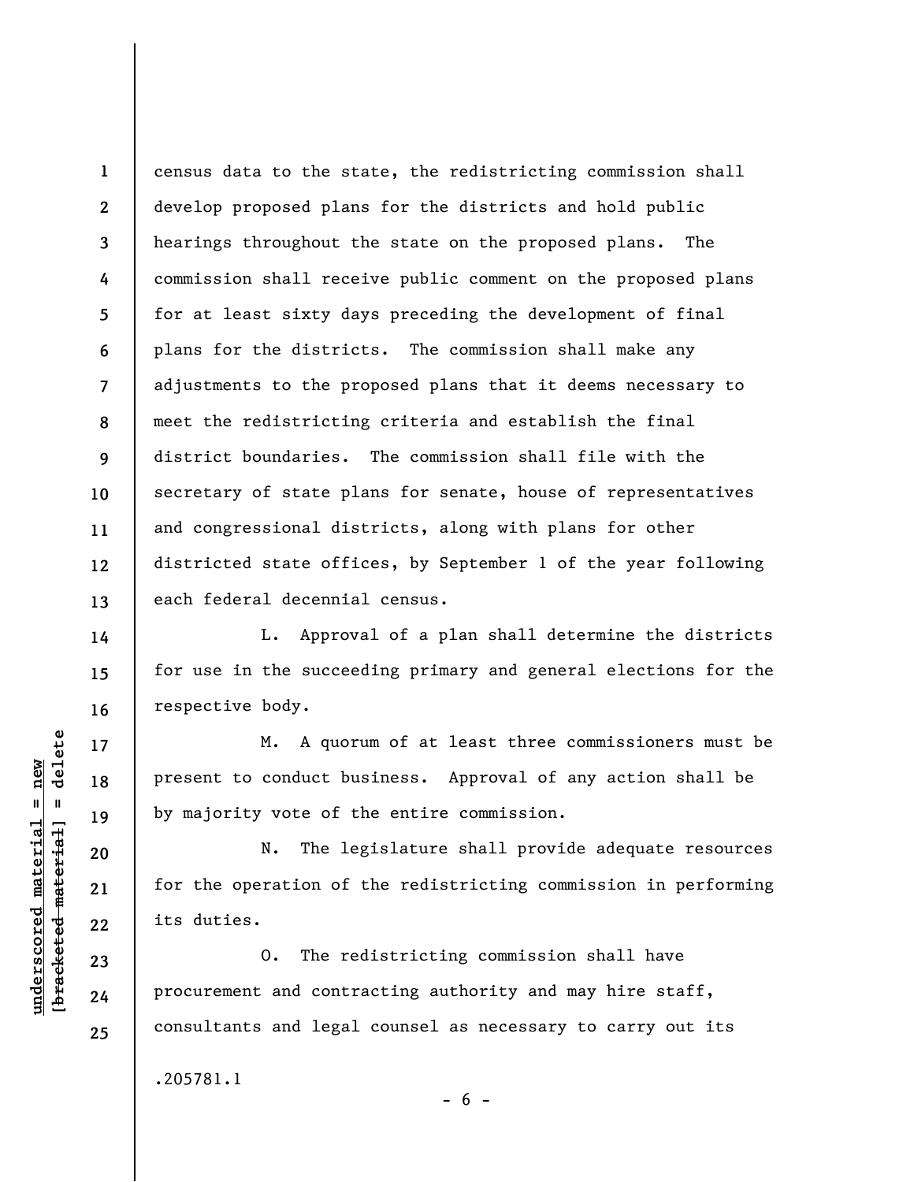census data to the state, the redistricting commission shall develop proposed plans for the districts and hold public hearings throughout the state on the proposed plans. The commission shall receive public comment on the proposed plans for at least sixty days preceding the development of final plans for the districts. The commission shall make any adjustments to the proposed plans that it deems necessary to meet the redistricting criteria and establish the final district boundaries. The commission shall file with the secretary of state plans for senate, house of representatives and congressional districts, along with plans for other districted state offices, by September 1 of the year following each federal decennial census.

L. Approval of a plan shall determine the districts for use in the succeeding primary and general elections for the respective body.

M. A quorum of at least three commissioners must be present to conduct business. Approval of any action shall be by majority vote of the entire commission.

N. The legislature shall provide adequate resources for the operation of the redistricting commission in performing its duties.

O. The redistricting commission shall have procurement and contracting authority and may hire staff, consultants and legal counsel as necessary to carry out its

.205781.1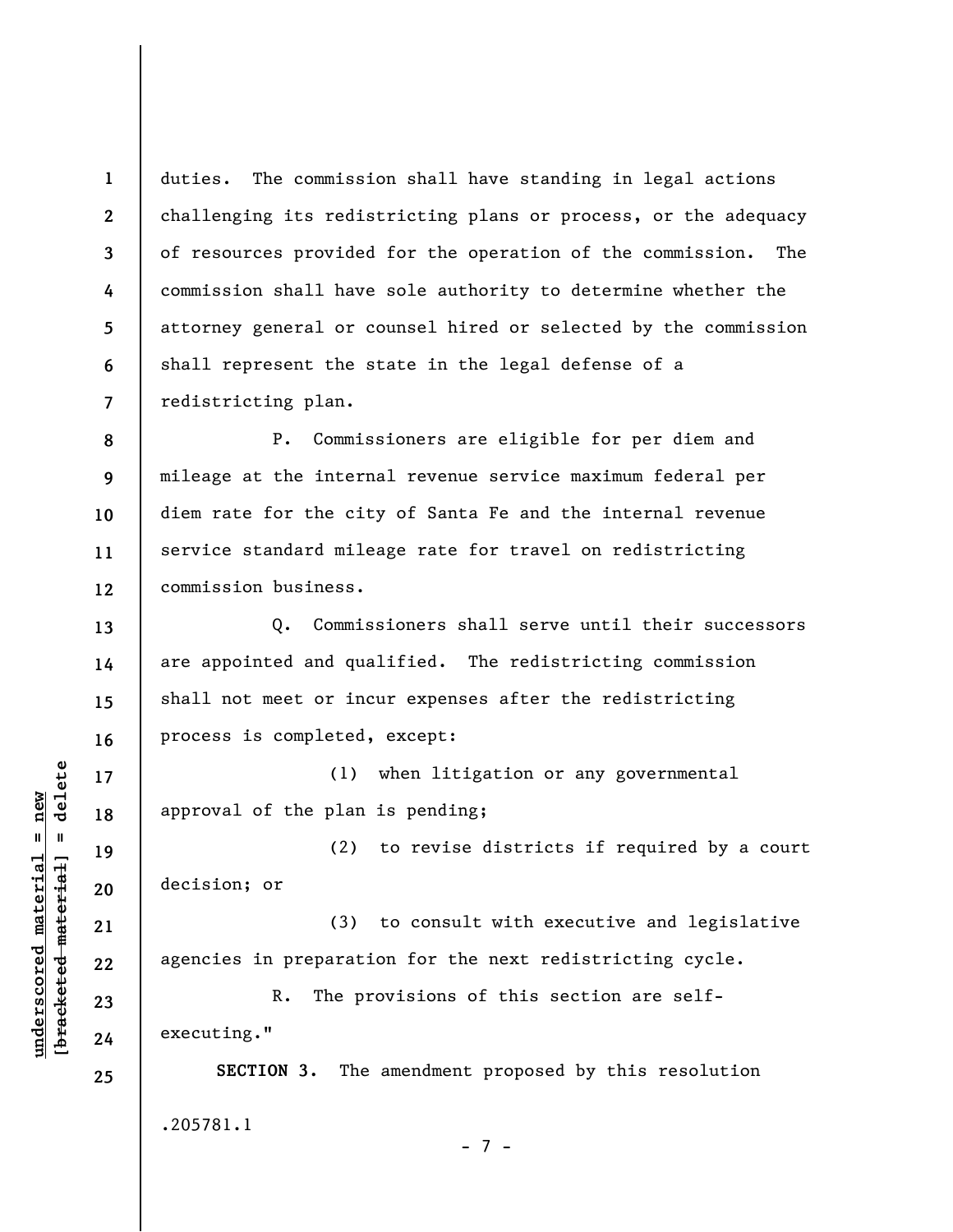duties. The commission shall have standing in legal actions challenging its redistricting plans or process, or the adequacy of resources provided for the operation of the commission. The commission shall have sole authority to determine whether the attorney general or counsel hired or selected by the commission shall represent the state in the legal defense of a redistricting plan.

P. Commissioners are eligible for per diem and mileage at the internal revenue service maximum federal per diem rate for the city of Santa Fe and the internal revenue service standard mileage rate for travel on redistricting commission business.

Q. Commissioners shall serve until their successors are appointed and qualified. The redistricting commission shall not meet or incur expenses after the redistricting process is completed, except:

(1) when litigation or any governmental approval of the plan is pending;

(2) to revise districts if required by a court decision; or

(3) to consult with executive and legislative agencies in preparation for the next redistricting cycle.

R. The provisions of this section are self-executing."

**SECTION 3.** The amendment proposed by this resolution

.205781.1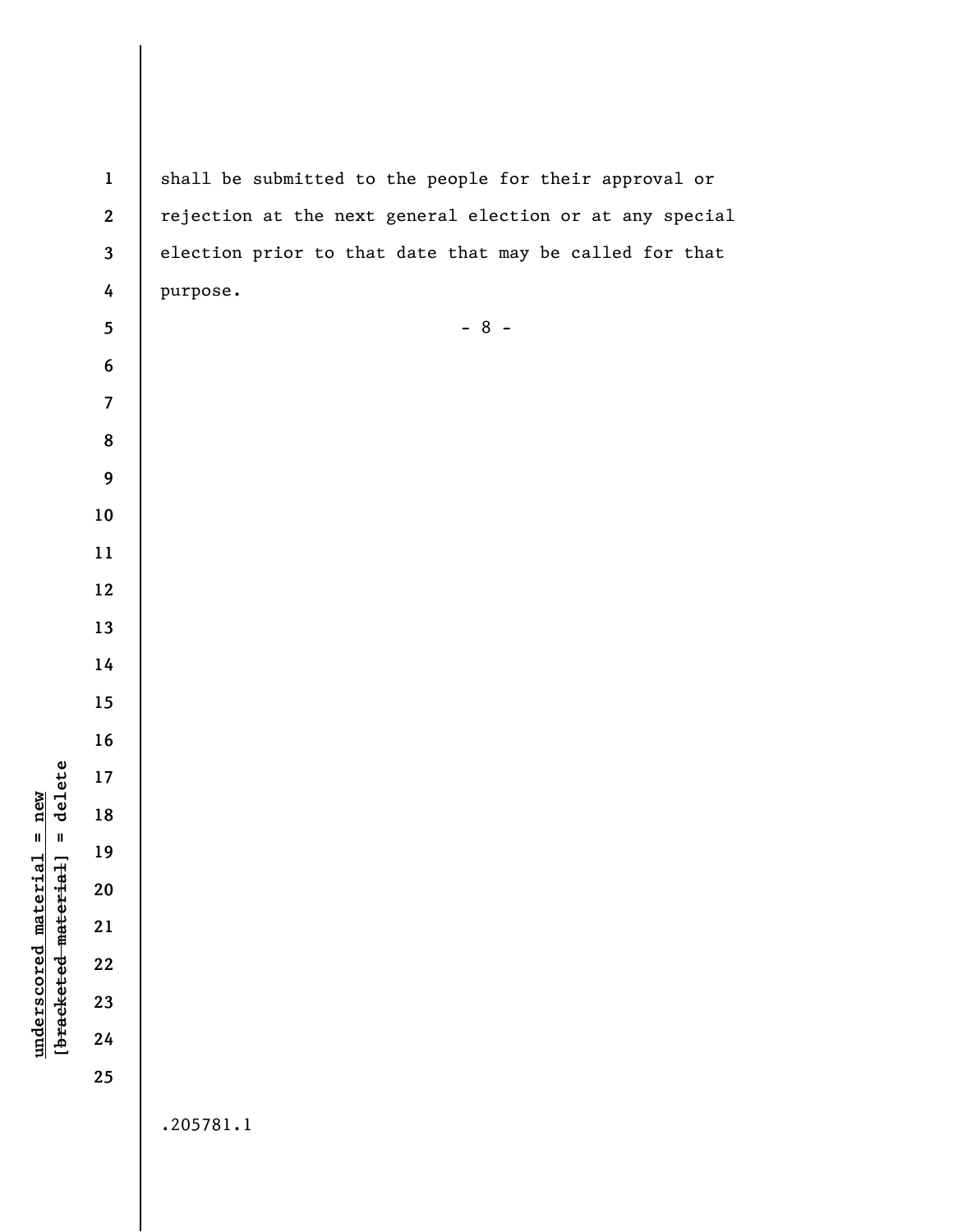shall be submitted to the people for their approval or rejection at the next general election or at any special election prior to that date that may be called for that purpose.

.205781.1